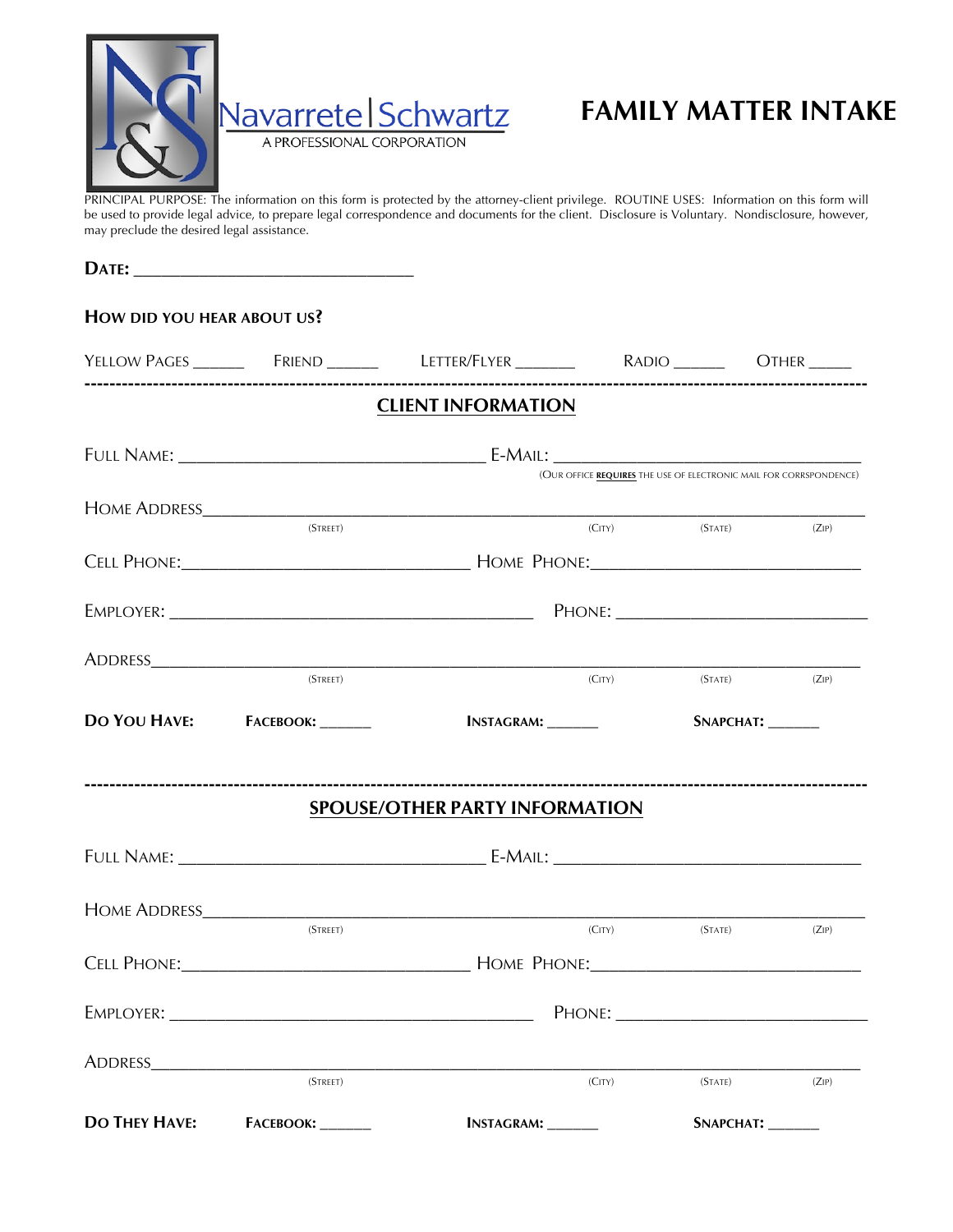Navarrete | Schwartz
A PROFESSIONAL CORPORATION

# FAMILY MATTER INTAKE

PRINCIPAL PURPOSE: The information on this form is protected by the attorney-client privilege. ROUTINE USES: Information on this form will be used to provide legal advice, to prepare legal correspondence and documents for the client. Disclosure is Voluntary. Nondisclosure, however, may preclude the desired legal assistance.

**DATE:** ______________________________

**HOW DID YOU HEAR ABOUT US?**

YELLOW PAGES ______ FRIEND ______ LETTER/FLYER _______ RADIO ______ OTHER _____

---

## CLIENT INFORMATION

FULL NAME: _________________________________ E-MAIL: _________________________________

(OUR OFFICE **REQUIRES** THE USE OF ELECTRONIC MAIL FOR CORRSPONDENCE)

HOME ADDRESS_______________________________________________________________________

(STREET) (CITY) (STATE) (ZIP)

CELL PHONE:_______________________________ HOME PHONE:_____________________________

EMPLOYER: ______________________________________ PHONE: __________________________

ADDRESS____________________________________________________________________________

(STREET) (CITY) (STATE) (ZIP)

**DO YOU HAVE:** **FACEBOOK:** ______ **INSTAGRAM:** ______ **SNAPCHAT:** ______

---

## SPOUSE/OTHER PARTY INFORMATION

FULL NAME: _________________________________ E-MAIL: _________________________________

HOME ADDRESS_______________________________________________________________________

(STREET) (CITY) (STATE) (ZIP)

CELL PHONE:_______________________________ HOME PHONE:_____________________________

EMPLOYER: ______________________________________ PHONE: __________________________

ADDRESS____________________________________________________________________________

(STREET) (CITY) (STATE) (ZIP)

**DO THEY HAVE:** **FACEBOOK:** ______ **INSTAGRAM:** ______ **SNAPCHAT:** ______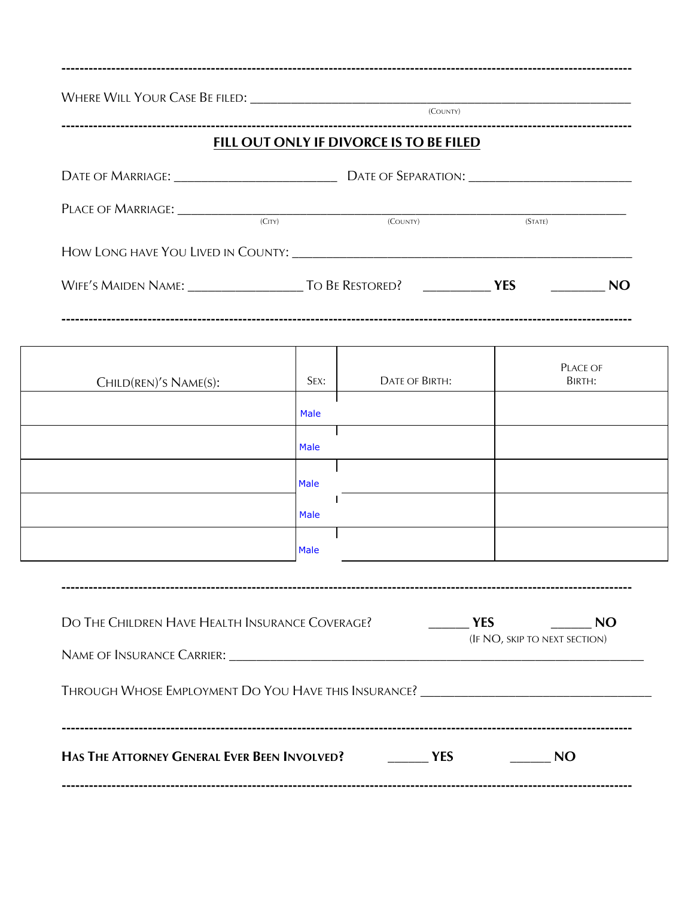---

Where Will Your Case Be filed: ______________________________________________
(County)

---

## FILL OUT ONLY IF DIVORCE IS TO BE FILED

Date of Marriage: ________________________ Date of Separation: ________________________

Place of Marriage: ____________________________________________________________________
(City) (County) (State)

How Long have You Lived in County: ____________________________________________________

Wife's Maiden Name: ________________ To Be Restored? __________ **YES** ________ **NO**

---

| Child(ren)'s Name(s): | Sex: | Date of Birth: | Place of Birth: |
|---|---|---|---|
| | Male | | |
| | Male | | |
| | Male | | |
| | Male | | |
| | Male | | |

---

Do The Children Have Health Insurance Coverage? ______ **YES** ______ **NO**
(If NO, skip to next section)

Name of Insurance Carrier: _____________________________________________________________

Through Whose Employment Do You Have this Insurance? ___________________________________

---

**Has The Attorney General Ever Been Involved?** ______ **YES** ______ **NO**

---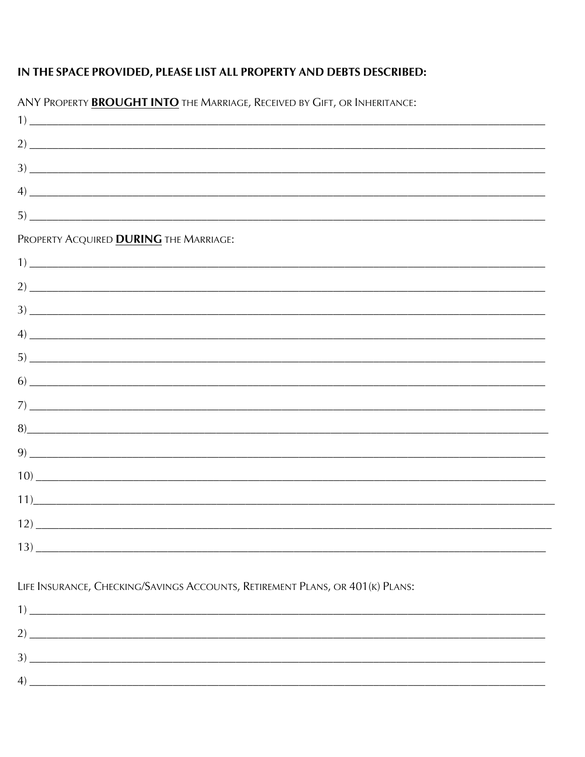**IN THE SPACE PROVIDED, PLEASE LIST ALL PROPERTY AND DEBTS DESCRIBED:**

ANY PROPERTY **BROUGHT INTO** THE MARRIAGE, RECEIVED BY GIFT, OR INHERITANCE:

1) ______________________________________________________________________________

2) ______________________________________________________________________________

3) ______________________________________________________________________________

4) ______________________________________________________________________________

5) ______________________________________________________________________________

PROPERTY ACQUIRED **DURING** THE MARRIAGE:

1) ______________________________________________________________________________

2) ______________________________________________________________________________

3) ______________________________________________________________________________

4) ______________________________________________________________________________

5) ______________________________________________________________________________

6) ______________________________________________________________________________

7) ______________________________________________________________________________

8)______________________________________________________________________________

9) ______________________________________________________________________________

10) _____________________________________________________________________________

11)______________________________________________________________________________

12) _____________________________________________________________________________

13) _____________________________________________________________________________

LIFE INSURANCE, CHECKING/SAVINGS ACCOUNTS, RETIREMENT PLANS, OR 401(K) PLANS:

1) ______________________________________________________________________________

2) ______________________________________________________________________________

3) ______________________________________________________________________________

4) ______________________________________________________________________________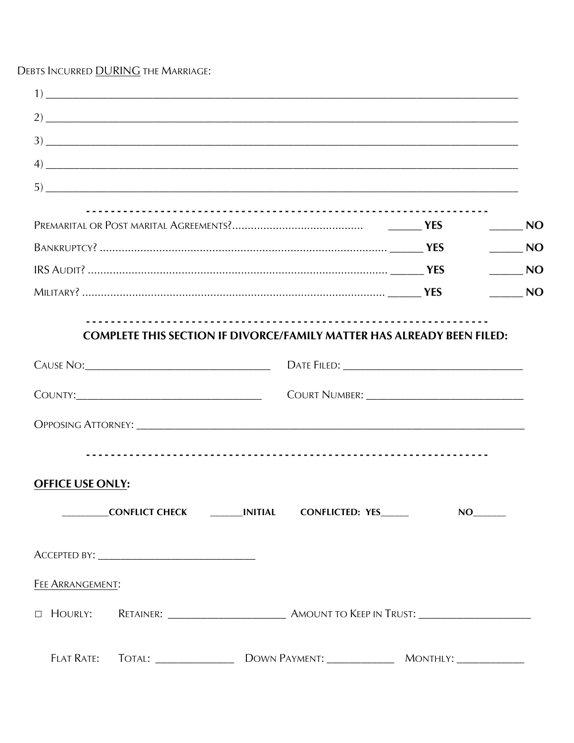Debts Incurred <u>DURING</u> the Marriage:

1) ______________________________________________________________________________

2) ______________________________________________________________________________

3) ______________________________________________________________________________

4) ______________________________________________________________________________

5) ______________________________________________________________________________

- - - - - - - - - - - - - - - - - - - - - - - - - - - - - - - - - - - - - - - - - - - - - - - - - - - - - - - - - - - - - - - -

Premarital or Post marital Agreements?.......................................... ______ **YES** ______ **NO**

Bankruptcy? ............................................................................................ ______ **YES** ______ **NO**

IRS Audit? ................................................................................................ ______ **YES** ______ **NO**

Military? .................................................................................................. ______ **YES** ______ **NO**

- - - - - - - - - - - - - - - - - - - - - - - - - - - - - - - - - - - - - - - - - - - - - - - - - - - - - - - - - - - - - - - -

**COMPLETE THIS SECTION IF DIVORCE/FAMILY MATTER HAS ALREADY BEEN FILED:**

Cause No:_________________________________ Date Filed: _________________________________

County:_________________________________ Court Number: _____________________________

Opposing Attorney: ___________________________________________________________________________

- - - - - - - - - - - - - - - - - - - - - - - - - - - - - - - - - - - - - - - - - - - - - - - - - - - - - - - - - - - - - - - -

**<u>OFFICE USE ONLY</u>:**

_________**CONFLICT CHECK** _______**INITIAL** **CONFLICTED: YES**_____ **NO**______

Accepted by: _____________________________

<u>Fee Arrangement</u>:

□ Hourly: Retainer: ______________________ Amount to Keep in Trust: ____________________

Flat Rate: Total: ______________ Down Payment: ____________ Monthly: ____________